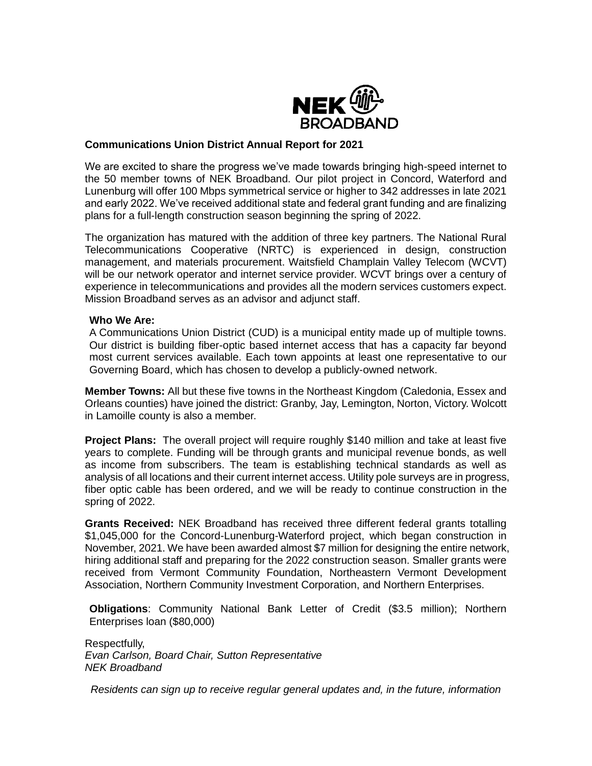NEK BROADBAND

**Communications Union District Annual Report for 2021**

We are excited to share the progress we've made towards bringing high-speed internet to the 50 member towns of NEK Broadband. Our pilot project in Concord, Waterford and Lunenburg will offer 100 Mbps symmetrical service or higher to 342 addresses in late 2021 and early 2022. We've received additional state and federal grant funding and are finalizing plans for a full-length construction season beginning the spring of 2022.

The organization has matured with the addition of three key partners. The National Rural Telecommunications Cooperative (NRTC) is experienced in design, construction management, and materials procurement. Waitsfield Champlain Valley Telecom (WCVT) will be our network operator and internet service provider. WCVT brings over a century of experience in telecommunications and provides all the modern services customers expect. Mission Broadband serves as an advisor and adjunct staff.

**Who We Are:**
A Communications Union District (CUD) is a municipal entity made up of multiple towns. Our district is building fiber-optic based internet access that has a capacity far beyond most current services available. Each town appoints at least one representative to our Governing Board, which has chosen to develop a publicly-owned network.

**Member Towns:** All but these five towns in the Northeast Kingdom (Caledonia, Essex and Orleans counties) have joined the district: Granby, Jay, Lemington, Norton, Victory. Wolcott in Lamoille county is also a member.

**Project Plans:** The overall project will require roughly \$140 million and take at least five years to complete. Funding will be through grants and municipal revenue bonds, as well as income from subscribers. The team is establishing technical standards as well as analysis of all locations and their current internet access. Utility pole surveys are in progress, fiber optic cable has been ordered, and we will be ready to continue construction in the spring of 2022.

**Grants Received:** NEK Broadband has received three different federal grants totalling \$1,045,000 for the Concord-Lunenburg-Waterford project, which began construction in November, 2021. We have been awarded almost \$7 million for designing the entire network, hiring additional staff and preparing for the 2022 construction season. Smaller grants were received from Vermont Community Foundation, Northeastern Vermont Development Association, Northern Community Investment Corporation, and Northern Enterprises.

**Obligations**: Community National Bank Letter of Credit (\$3.5 million); Northern Enterprises loan (\$80,000)

Respectfully,
*Evan Carlson, Board Chair, Sutton Representative*
*NEK Broadband*

*Residents can sign up to receive regular general updates and, in the future, information*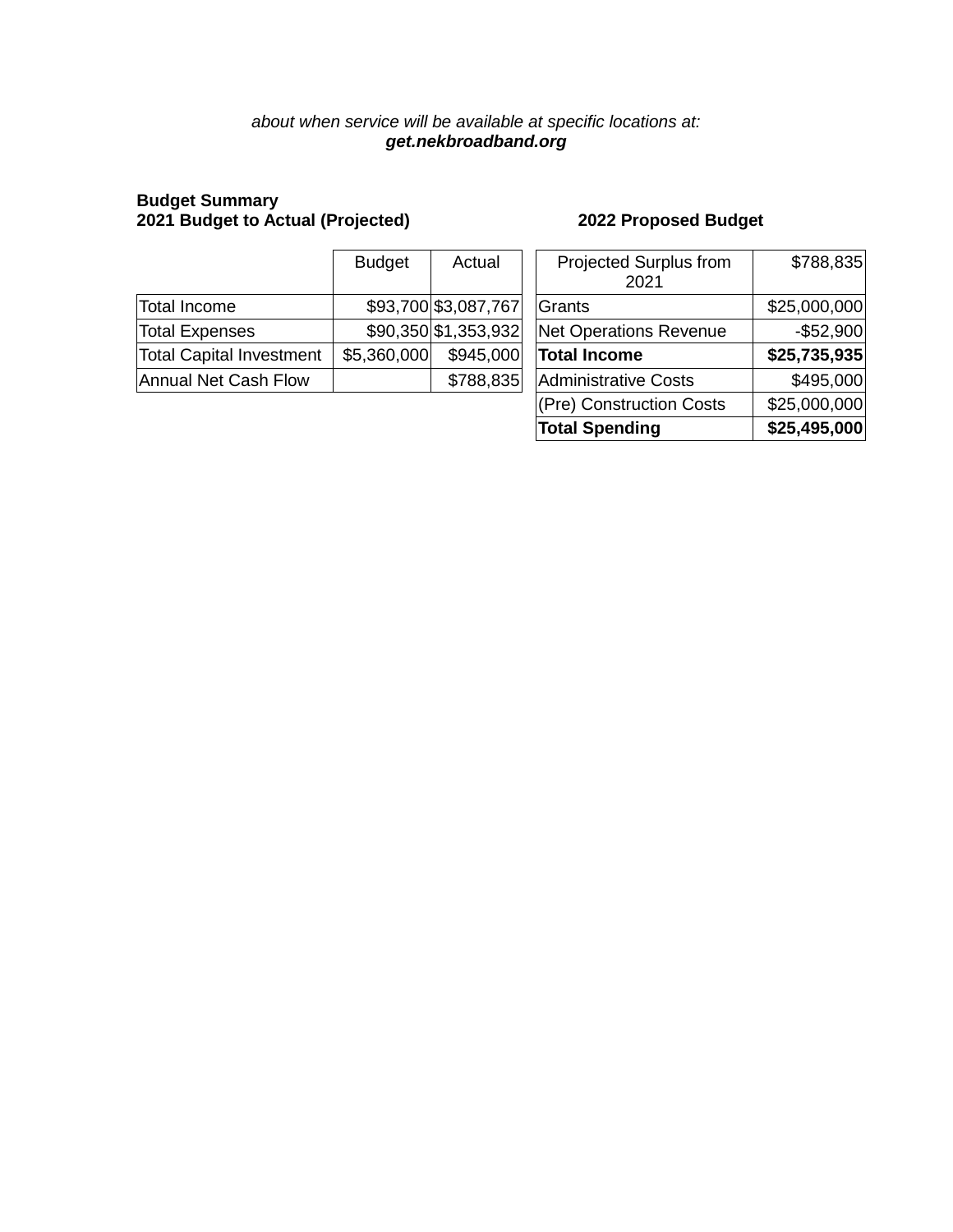*about when service will be available at specific locations at:*
***get.nekbroadband.org***

**Budget Summary**

**2021 Budget to Actual (Projected)**

| | Budget | Actual |
|---|---|---|
| Total Income | $93,700 | $3,087,767 |
| Total Expenses | $90,350 | $1,353,932 |
| Total Capital Investment | $5,360,000 | $945,000 |
| Annual Net Cash Flow | | $788,835 |

**2022 Proposed Budget**

| Projected Surplus from 2021 | $788,835 |
|---|---|
| Grants | $25,000,000 |
| Net Operations Revenue | -$52,900 |
| **Total Income** | **$25,735,935** |
| Administrative Costs | $495,000 |
| (Pre) Construction Costs | $25,000,000 |
| **Total Spending** | **$25,495,000** |